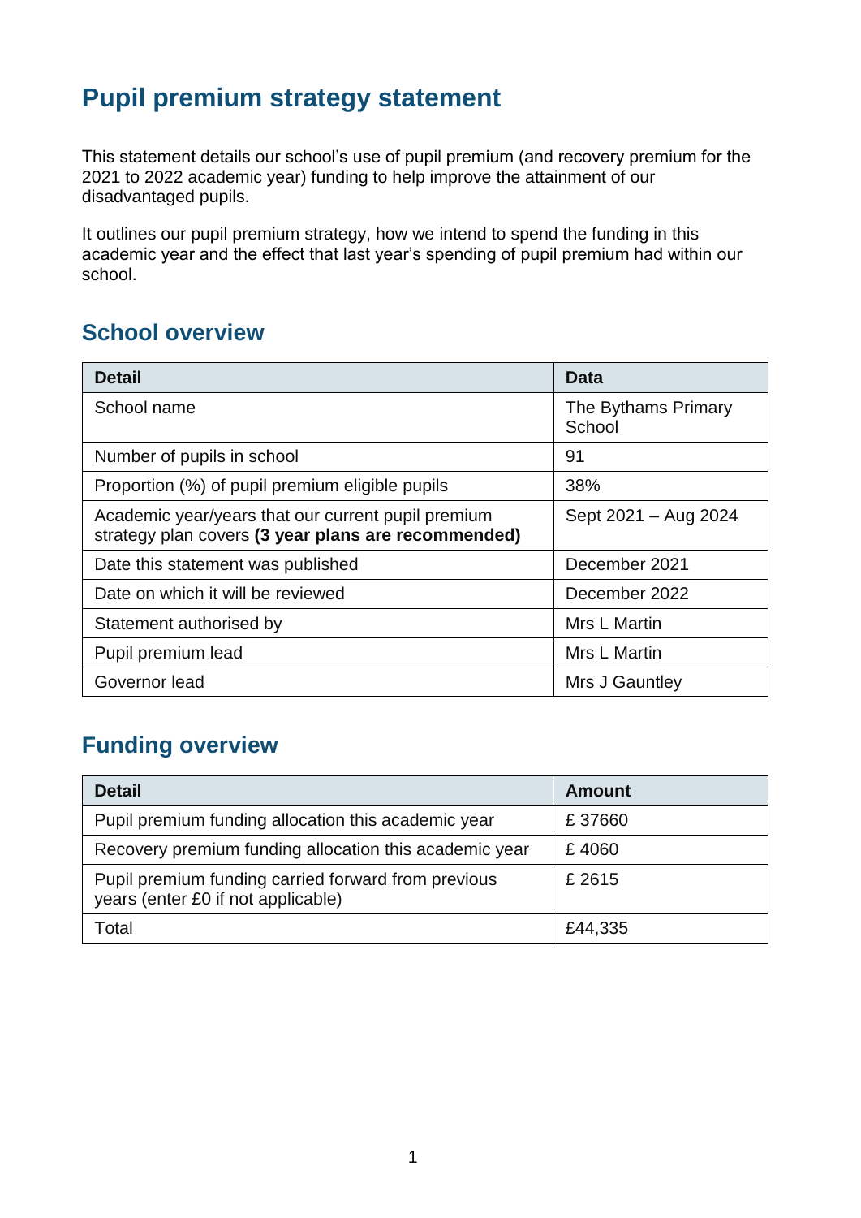# Pupil premium strategy statement

This statement details our school's use of pupil premium (and recovery premium for the 2021 to 2022 academic year) funding to help improve the attainment of our disadvantaged pupils.

It outlines our pupil premium strategy, how we intend to spend the funding in this academic year and the effect that last year's spending of pupil premium had within our school.

## School overview

| Detail | Data |
|---|---|
| School name | The Bythams Primary School |
| Number of pupils in school | 91 |
| Proportion (%) of pupil premium eligible pupils | 38% |
| Academic year/years that our current pupil premium strategy plan covers **(3 year plans are recommended)** | Sept 2021 – Aug 2024 |
| Date this statement was published | December 2021 |
| Date on which it will be reviewed | December 2022 |
| Statement authorised by | Mrs L Martin |
| Pupil premium lead | Mrs L Martin |
| Governor lead | Mrs J Gauntley |

## Funding overview

| Detail | Amount |
|---|---|
| Pupil premium funding allocation this academic year | £ 37660 |
| Recovery premium funding allocation this academic year | £ 4060 |
| Pupil premium funding carried forward from previous years (enter £0 if not applicable) | £ 2615 |
| Total | £44,335 |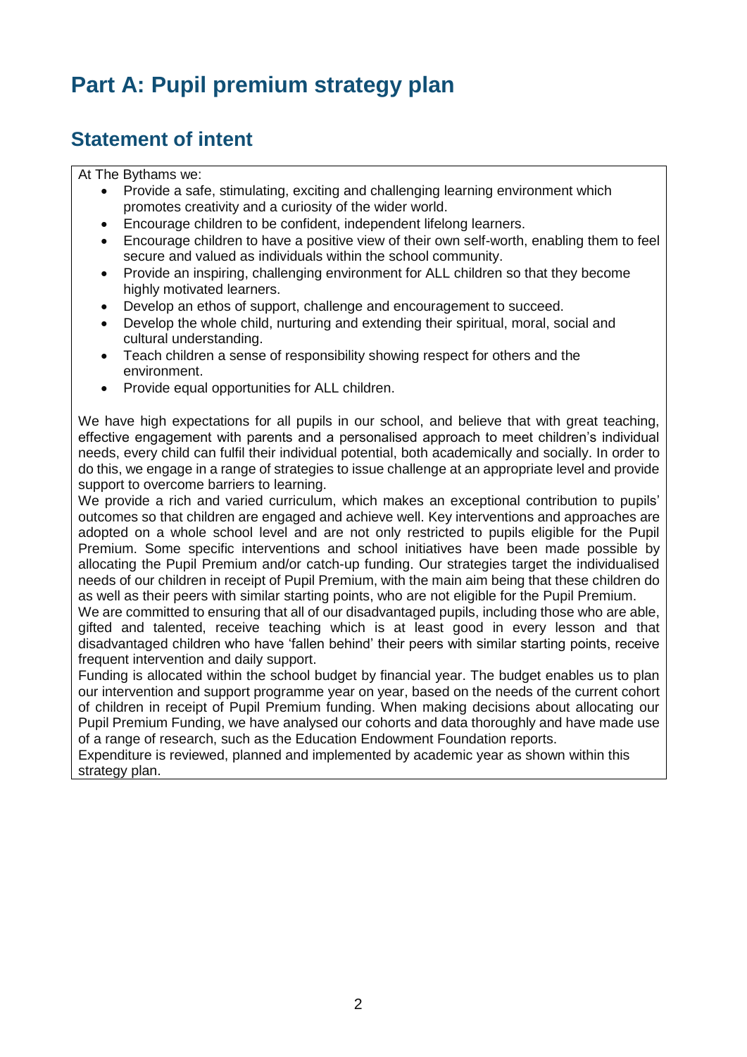# Part A: Pupil premium strategy plan

## Statement of intent

At The Bythams we:

- Provide a safe, stimulating, exciting and challenging learning environment which promotes creativity and a curiosity of the wider world.
- Encourage children to be confident, independent lifelong learners.
- Encourage children to have a positive view of their own self-worth, enabling them to feel secure and valued as individuals within the school community.
- Provide an inspiring, challenging environment for ALL children so that they become highly motivated learners.
- Develop an ethos of support, challenge and encouragement to succeed.
- Develop the whole child, nurturing and extending their spiritual, moral, social and cultural understanding.
- Teach children a sense of responsibility showing respect for others and the environment.
- Provide equal opportunities for ALL children.

We have high expectations for all pupils in our school, and believe that with great teaching, effective engagement with parents and a personalised approach to meet children's individual needs, every child can fulfil their individual potential, both academically and socially. In order to do this, we engage in a range of strategies to issue challenge at an appropriate level and provide support to overcome barriers to learning.

We provide a rich and varied curriculum, which makes an exceptional contribution to pupils' outcomes so that children are engaged and achieve well. Key interventions and approaches are adopted on a whole school level and are not only restricted to pupils eligible for the Pupil Premium. Some specific interventions and school initiatives have been made possible by allocating the Pupil Premium and/or catch-up funding. Our strategies target the individualised needs of our children in receipt of Pupil Premium, with the main aim being that these children do as well as their peers with similar starting points, who are not eligible for the Pupil Premium.

We are committed to ensuring that all of our disadvantaged pupils, including those who are able, gifted and talented, receive teaching which is at least good in every lesson and that disadvantaged children who have 'fallen behind' their peers with similar starting points, receive frequent intervention and daily support.

Funding is allocated within the school budget by financial year. The budget enables us to plan our intervention and support programme year on year, based on the needs of the current cohort of children in receipt of Pupil Premium funding. When making decisions about allocating our Pupil Premium Funding, we have analysed our cohorts and data thoroughly and have made use of a range of research, such as the Education Endowment Foundation reports.

Expenditure is reviewed, planned and implemented by academic year as shown within this strategy plan.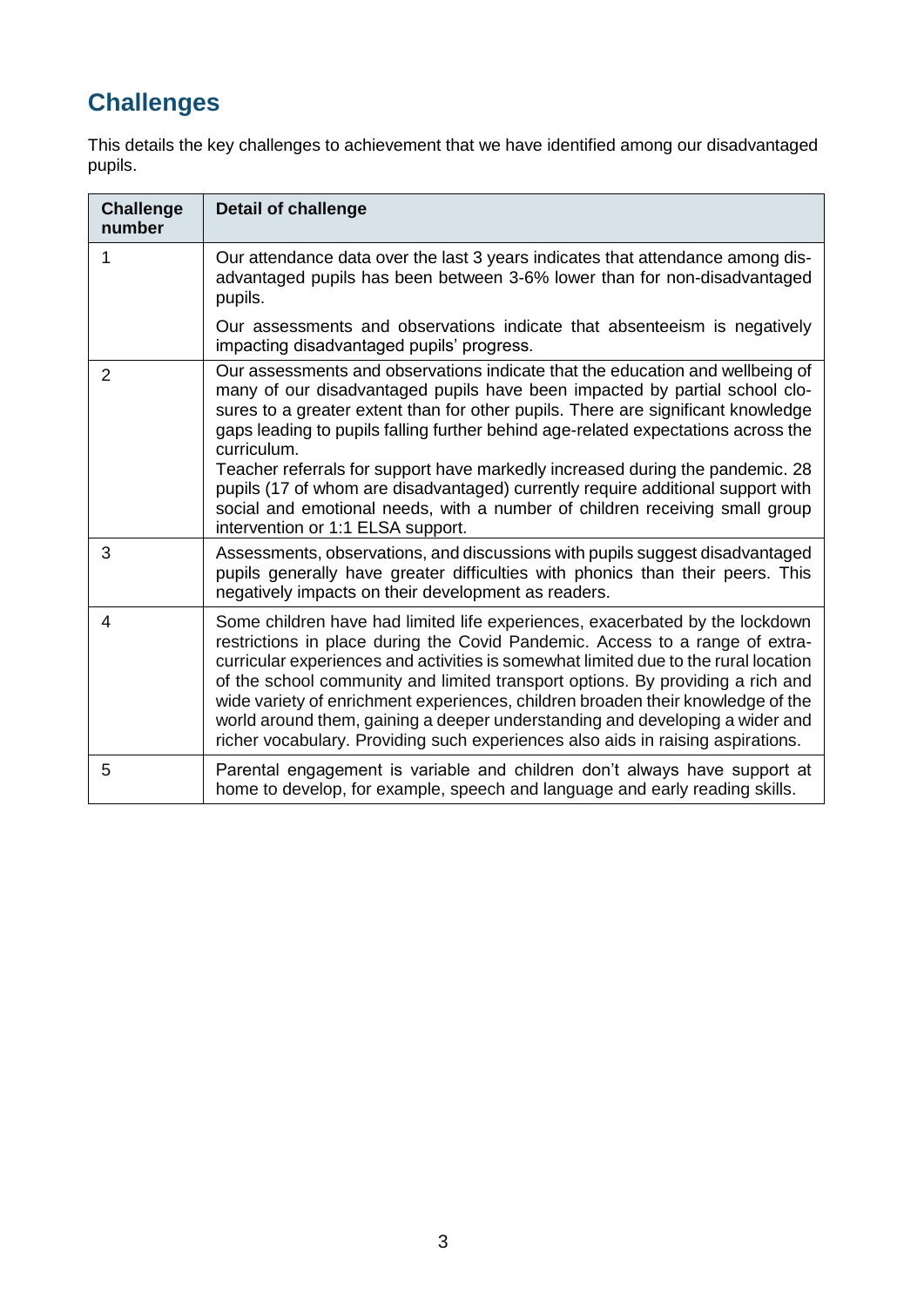## Challenges

This details the key challenges to achievement that we have identified among our disadvantaged pupils.

| Challenge number | Detail of challenge |
|---|---|
| 1 | Our attendance data over the last 3 years indicates that attendance among disadvantaged pupils has been between 3-6% lower than for non-disadvantaged pupils.<br><br>Our assessments and observations indicate that absenteeism is negatively impacting disadvantaged pupils' progress. |
| 2 | Our assessments and observations indicate that the education and wellbeing of many of our disadvantaged pupils have been impacted by partial school closures to a greater extent than for other pupils. There are significant knowledge gaps leading to pupils falling further behind age-related expectations across the curriculum.<br>Teacher referrals for support have markedly increased during the pandemic. 28 pupils (17 of whom are disadvantaged) currently require additional support with social and emotional needs, with a number of children receiving small group intervention or 1:1 ELSA support. |
| 3 | Assessments, observations, and discussions with pupils suggest disadvantaged pupils generally have greater difficulties with phonics than their peers. This negatively impacts on their development as readers. |
| 4 | Some children have had limited life experiences, exacerbated by the lockdown restrictions in place during the Covid Pandemic. Access to a range of extra-curricular experiences and activities is somewhat limited due to the rural location of the school community and limited transport options. By providing a rich and wide variety of enrichment experiences, children broaden their knowledge of the world around them, gaining a deeper understanding and developing a wider and richer vocabulary. Providing such experiences also aids in raising aspirations. |
| 5 | Parental engagement is variable and children don't always have support at home to develop, for example, speech and language and early reading skills. |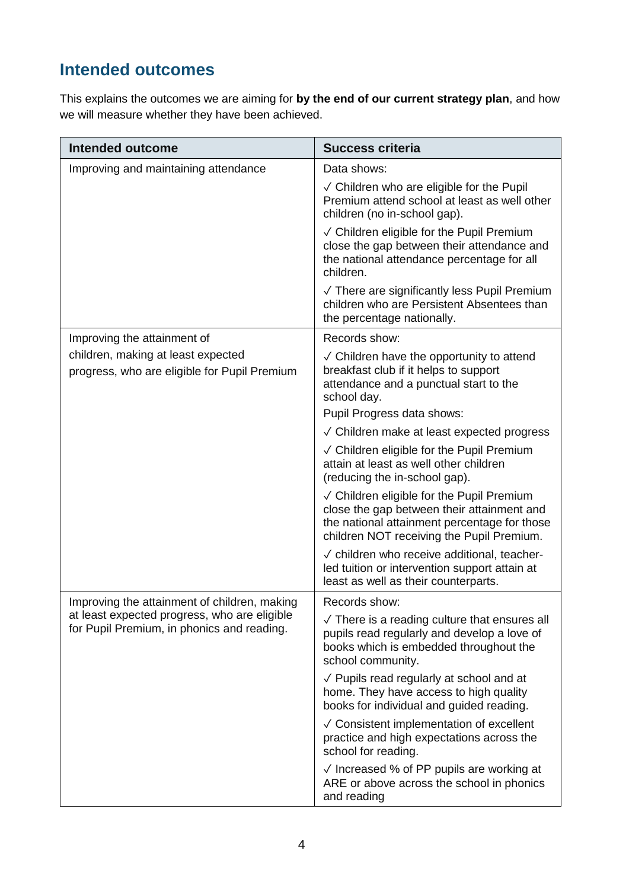## Intended outcomes

This explains the outcomes we are aiming for **by the end of our current strategy plan**, and how we will measure whether they have been achieved.

| Intended outcome | Success criteria |
|---|---|
| Improving and maintaining attendance | Data shows:<br>✓ Children who are eligible for the Pupil Premium attend school at least as well other children (no in-school gap).<br>✓ Children eligible for the Pupil Premium close the gap between their attendance and the national attendance percentage for all children.<br>✓ There are significantly less Pupil Premium children who are Persistent Absentees than the percentage nationally. |
| Improving the attainment of children, making at least expected progress, who are eligible for Pupil Premium | Records show:<br>✓ Children have the opportunity to attend breakfast club if it helps to support attendance and a punctual start to the school day.<br>Pupil Progress data shows:<br>✓ Children make at least expected progress<br>✓ Children eligible for the Pupil Premium attain at least as well other children (reducing the in-school gap).<br>✓ Children eligible for the Pupil Premium close the gap between their attainment and the national attainment percentage for those children NOT receiving the Pupil Premium.<br>✓ children who receive additional, teacher-led tuition or intervention support attain at least as well as their counterparts. |
| Improving the attainment of children, making at least expected progress, who are eligible for Pupil Premium, in phonics and reading. | Records show:<br>✓ There is a reading culture that ensures all pupils read regularly and develop a love of books which is embedded throughout the school community.<br>✓ Pupils read regularly at school and at home. They have access to high quality books for individual and guided reading.<br>✓ Consistent implementation of excellent practice and high expectations across the school for reading.<br>✓ Increased % of PP pupils are working at ARE or above across the school in phonics and reading |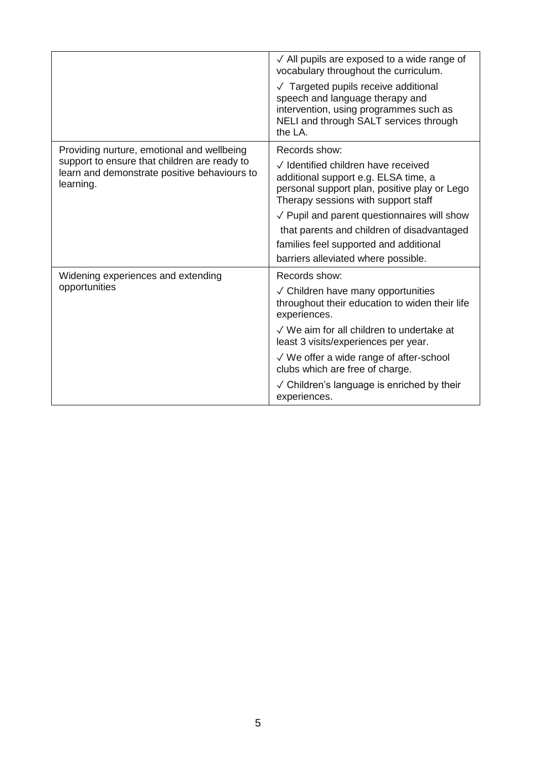| | |
|---|---|
| | ✓ All pupils are exposed to a wide range of vocabulary throughout the curriculum.<br><br>✓ Targeted pupils receive additional speech and language therapy and intervention, using programmes such as NELI and through SALT services through the LA. |
| Providing nurture, emotional and wellbeing support to ensure that children are ready to learn and demonstrate positive behaviours to learning. | Records show:<br><br>✓ Identified children have received additional support e.g. ELSA time, a personal support plan, positive play or Lego Therapy sessions with support staff<br><br>✓ Pupil and parent questionnaires will show that parents and children of disadvantaged families feel supported and additional barriers alleviated where possible. |
| Widening experiences and extending opportunities | Records show:<br><br>✓ Children have many opportunities throughout their education to widen their life experiences.<br><br>✓ We aim for all children to undertake at least 3 visits/experiences per year.<br><br>✓ We offer a wide range of after-school clubs which are free of charge.<br><br>✓ Children's language is enriched by their experiences. |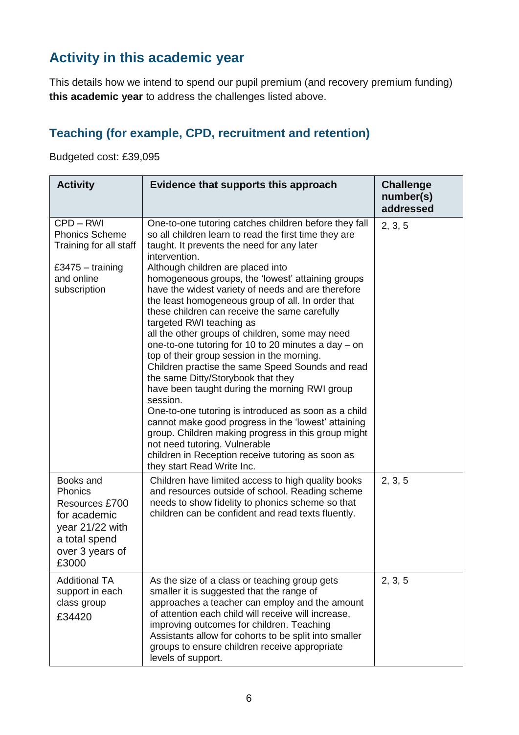## Activity in this academic year

This details how we intend to spend our pupil premium (and recovery premium funding) **this academic year** to address the challenges listed above.

### Teaching (for example, CPD, recruitment and retention)

Budgeted cost: £39,095

| Activity | Evidence that supports this approach | Challenge number(s) addressed |
|---|---|---|
| CPD – RWI Phonics Scheme Training for all staff<br><br>£3475 – training and online subscription | One-to-one tutoring catches children before they fall so all children learn to read the first time they are taught. It prevents the need for any later intervention.<br>Although children are placed into homogeneous groups, the 'lowest' attaining groups have the widest variety of needs and are therefore the least homogeneous group of all. In order that these children can receive the same carefully targeted RWI teaching as all the other groups of children, some may need one-to-one tutoring for 10 to 20 minutes a day – on top of their group session in the morning.<br>Children practise the same Speed Sounds and read the same Ditty/Storybook that they have been taught during the morning RWI group session.<br>One-to-one tutoring is introduced as soon as a child cannot make good progress in the 'lowest' attaining group. Children making progress in this group might not need tutoring. Vulnerable children in Reception receive tutoring as soon as they start Read Write Inc. | 2, 3, 5 |
| Books and Phonics Resources £700 for academic year 21/22 with a total spend over 3 years of £3000 | Children have limited access to high quality books and resources outside of school. Reading scheme needs to show fidelity to phonics scheme so that children can be confident and read texts fluently. | 2, 3, 5 |
| Additional TA support in each class group £34420 | As the size of a class or teaching group gets smaller it is suggested that the range of approaches a teacher can employ and the amount of attention each child will receive will increase, improving outcomes for children. Teaching Assistants allow for cohorts to be split into smaller groups to ensure children receive appropriate levels of support. | 2, 3, 5 |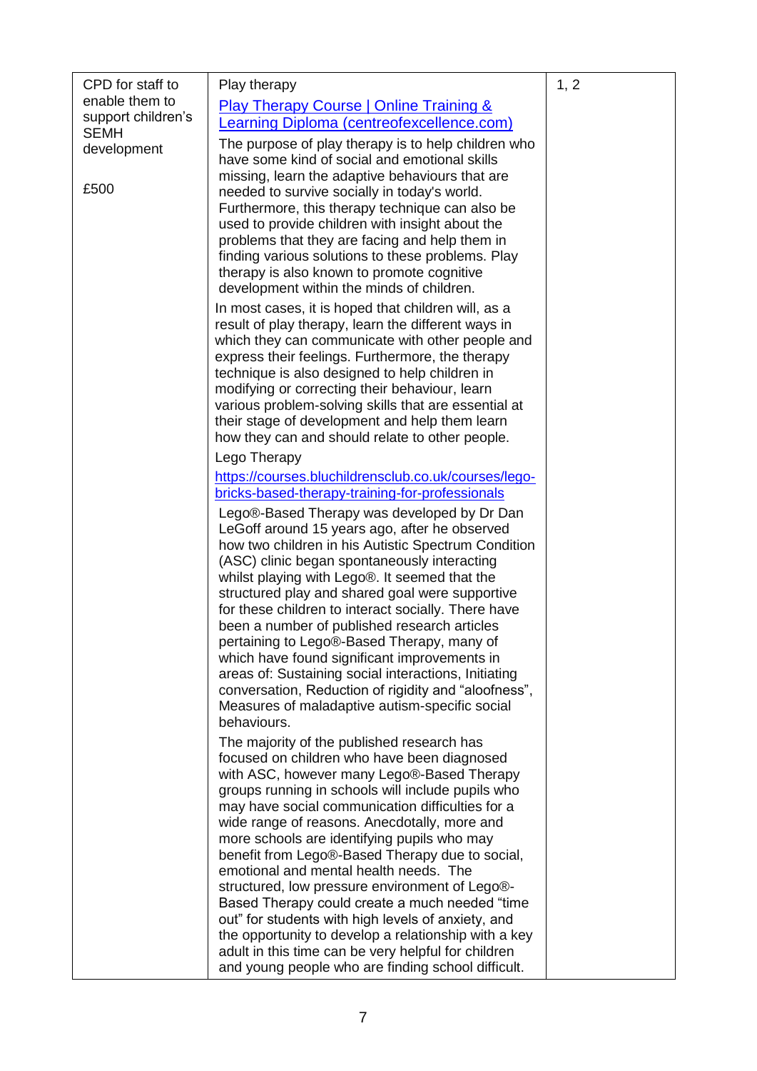| | | |
|---|---|---|
| CPD for staff to enable them to support children's SEMH development<br><br>£500 | Play therapy<br>[Play Therapy Course \| Online Training & Learning Diploma (centreofexcellence.com)](centreofexcellence.com)<br>The purpose of play therapy is to help children who have some kind of social and emotional skills missing, learn the adaptive behaviours that are needed to survive socially in today's world. Furthermore, this therapy technique can also be used to provide children with insight about the problems that they are facing and help them in finding various solutions to these problems. Play therapy is also known to promote cognitive development within the minds of children.<br>In most cases, it is hoped that children will, as a result of play therapy, learn the different ways in which they can communicate with other people and express their feelings. Furthermore, the therapy technique is also designed to help children in modifying or correcting their behaviour, learn various problem-solving skills that are essential at their stage of development and help them learn how they can and should relate to other people.<br>Lego Therapy<br>https://courses.bluchildrensclub.co.uk/courses/lego-bricks-based-therapy-training-for-professionals<br>Lego®-Based Therapy was developed by Dr Dan LeGoff around 15 years ago, after he observed how two children in his Autistic Spectrum Condition (ASC) clinic began spontaneously interacting whilst playing with Lego®. It seemed that the structured play and shared goal were supportive for these children to interact socially. There have been a number of published research articles pertaining to Lego®-Based Therapy, many of which have found significant improvements in areas of: Sustaining social interactions, Initiating conversation, Reduction of rigidity and "aloofness", Measures of maladaptive autism-specific social behaviours.<br>The majority of the published research has focused on children who have been diagnosed with ASC, however many Lego®-Based Therapy groups running in schools will include pupils who may have social communication difficulties for a wide range of reasons. Anecdotally, more and more schools are identifying pupils who may benefit from Lego®-Based Therapy due to social, emotional and mental health needs. The structured, low pressure environment of Lego®-Based Therapy could create a much needed "time out" for students with high levels of anxiety, and the opportunity to develop a relationship with a key adult in this time can be very helpful for children and young people who are finding school difficult. | 1, 2 |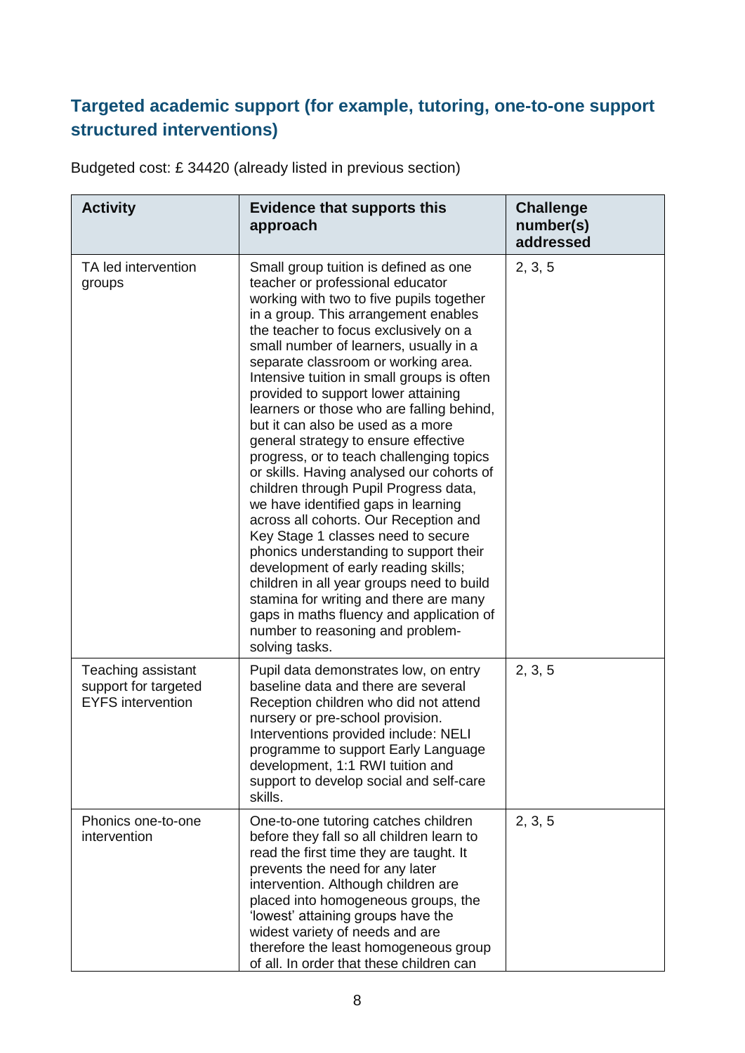## Targeted academic support (for example, tutoring, one-to-one support structured interventions)

Budgeted cost: £ 34420 (already listed in previous section)

| Activity | Evidence that supports this approach | Challenge number(s) addressed |
| --- | --- | --- |
| TA led intervention groups | Small group tuition is defined as one teacher or professional educator working with two to five pupils together in a group. This arrangement enables the teacher to focus exclusively on a small number of learners, usually in a separate classroom or working area. Intensive tuition in small groups is often provided to support lower attaining learners or those who are falling behind, but it can also be used as a more general strategy to ensure effective progress, or to teach challenging topics or skills. Having analysed our cohorts of children through Pupil Progress data, we have identified gaps in learning across all cohorts. Our Reception and Key Stage 1 classes need to secure phonics understanding to support their development of early reading skills; children in all year groups need to build stamina for writing and there are many gaps in maths fluency and application of number to reasoning and problem-solving tasks. | 2, 3, 5 |
| Teaching assistant support for targeted EYFS intervention | Pupil data demonstrates low, on entry baseline data and there are several Reception children who did not attend nursery or pre-school provision. Interventions provided include: NELI programme to support Early Language development, 1:1 RWI tuition and support to develop social and self-care skills. | 2, 3, 5 |
| Phonics one-to-one intervention | One-to-one tutoring catches children before they fall so all children learn to read the first time they are taught. It prevents the need for any later intervention. Although children are placed into homogeneous groups, the 'lowest' attaining groups have the widest variety of needs and are therefore the least homogeneous group of all. In order that these children can | 2, 3, 5 |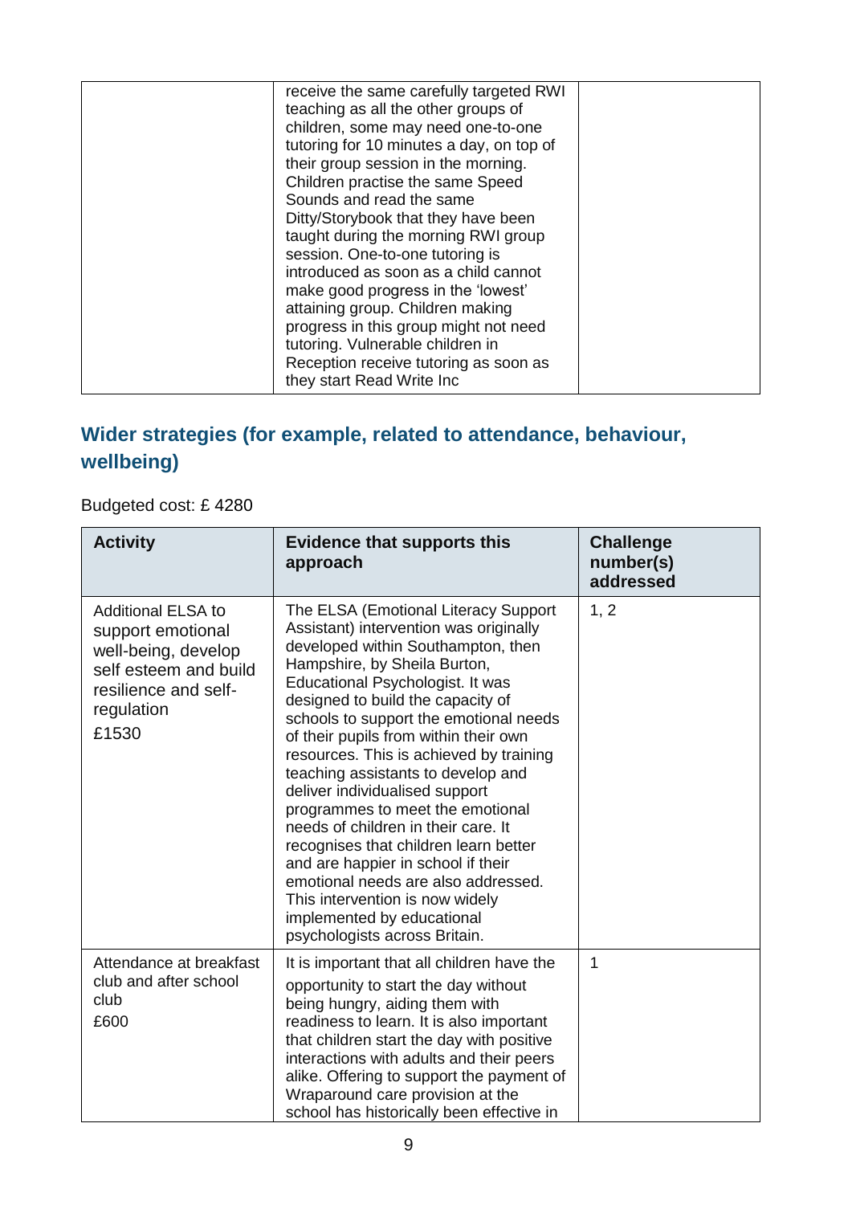| | receive the same carefully targeted RWI teaching as all the other groups of children, some may need one-to-one tutoring for 10 minutes a day, on top of their group session in the morning. Children practise the same Speed Sounds and read the same Ditty/Storybook that they have been taught during the morning RWI group session. One-to-one tutoring is introduced as soon as a child cannot make good progress in the 'lowest' attaining group. Children making progress in this group might not need tutoring. Vulnerable children in Reception receive tutoring as soon as they start Read Write Inc | |
|---|---|---|

## Wider strategies (for example, related to attendance, behaviour, wellbeing)

Budgeted cost: £ 4280

| Activity | Evidence that supports this approach | Challenge number(s) addressed |
|---|---|---|
| Additional ELSA to support emotional well-being, develop self esteem and build resilience and self-regulation £1530 | The ELSA (Emotional Literacy Support Assistant) intervention was originally developed within Southampton, then Hampshire, by Sheila Burton, Educational Psychologist. It was designed to build the capacity of schools to support the emotional needs of their pupils from within their own resources. This is achieved by training teaching assistants to develop and deliver individualised support programmes to meet the emotional needs of children in their care. It recognises that children learn better and are happier in school if their emotional needs are also addressed. This intervention is now widely implemented by educational psychologists across Britain. | 1, 2 |
| Attendance at breakfast club and after school club £600 | It is important that all children have the opportunity to start the day without being hungry, aiding them with readiness to learn. It is also important that children start the day with positive interactions with adults and their peers alike. Offering to support the payment of Wraparound care provision at the school has historically been effective in | 1 |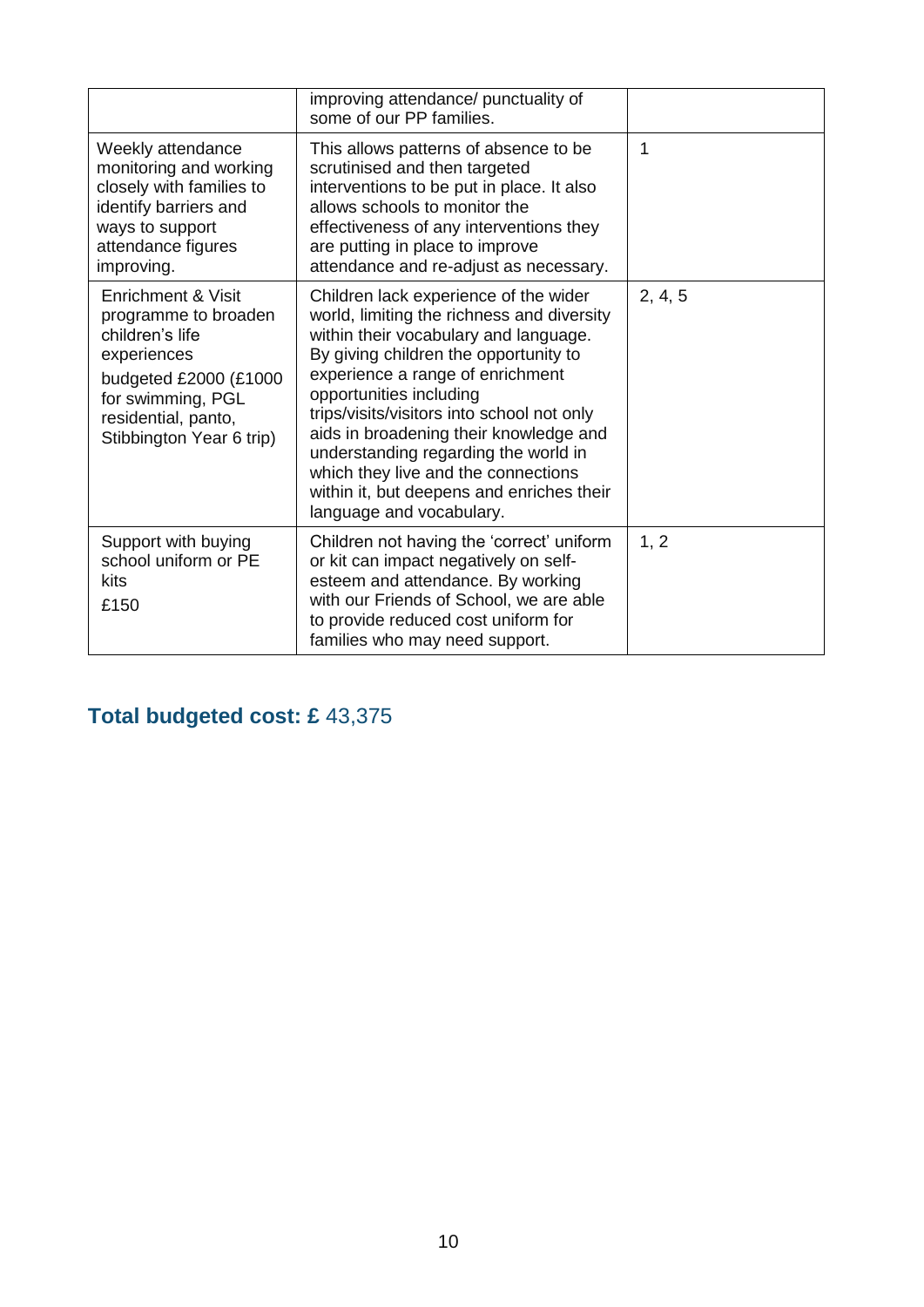| | | |
|---|---|---|
| | improving attendance/ punctuality of some of our PP families. | |
| Weekly attendance monitoring and working closely with families to identify barriers and ways to support attendance figures improving. | This allows patterns of absence to be scrutinised and then targeted interventions to be put in place. It also allows schools to monitor the effectiveness of any interventions they are putting in place to improve attendance and re-adjust as necessary. | 1 |
| Enrichment & Visit programme to broaden children's life experiences budgeted £2000 (£1000 for swimming, PGL residential, panto, Stibbington Year 6 trip) | Children lack experience of the wider world, limiting the richness and diversity within their vocabulary and language. By giving children the opportunity to experience a range of enrichment opportunities including trips/visits/visitors into school not only aids in broadening their knowledge and understanding regarding the world in which they live and the connections within it, but deepens and enriches their language and vocabulary. | 2, 4, 5 |
| Support with buying school uniform or PE kits £150 | Children not having the 'correct' uniform or kit can impact negatively on self-esteem and attendance. By working with our Friends of School, we are able to provide reduced cost uniform for families who may need support. | 1, 2 |

## Total budgeted cost: £ 43,375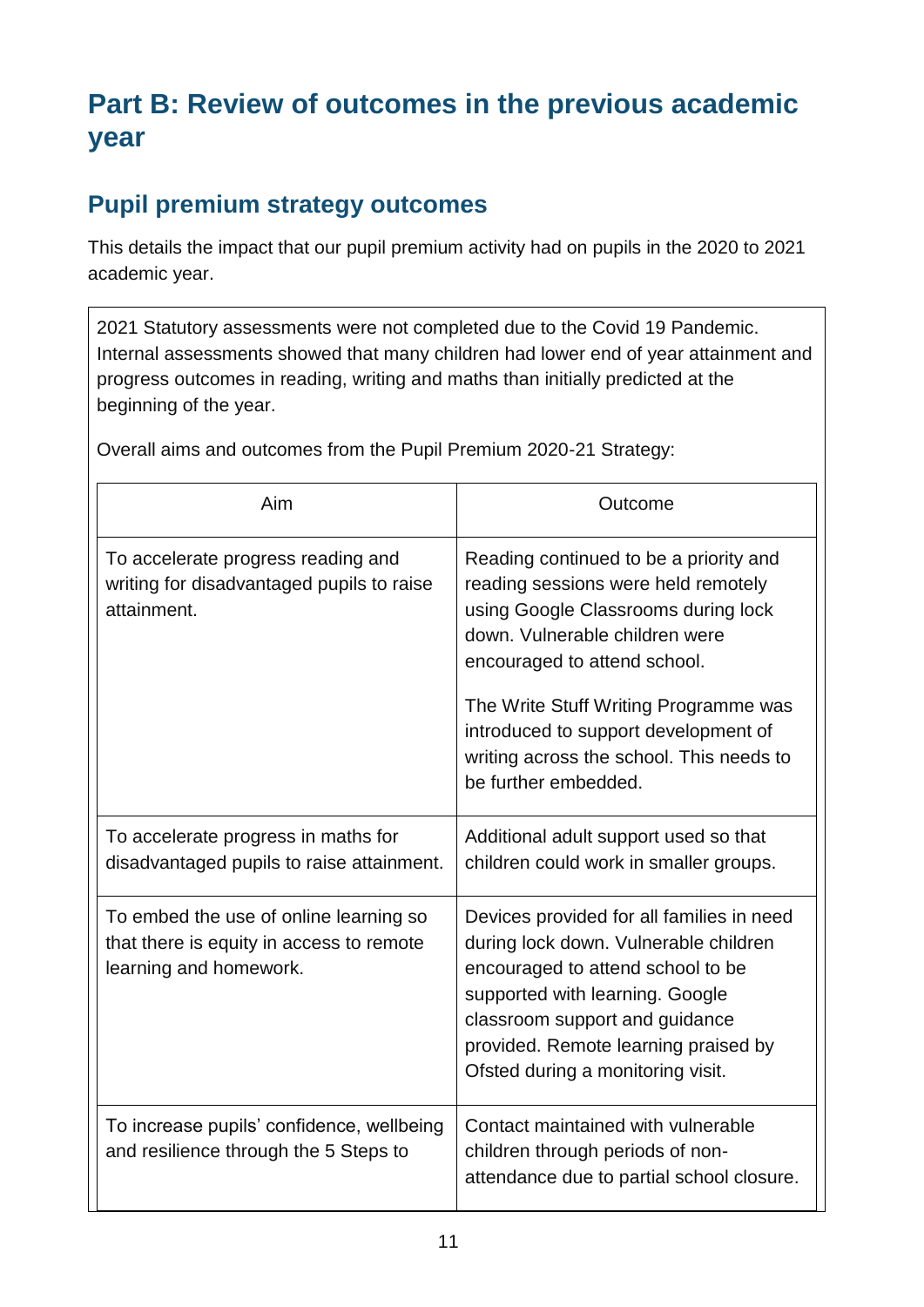# Part B: Review of outcomes in the previous academic year

## Pupil premium strategy outcomes

This details the impact that our pupil premium activity had on pupils in the 2020 to 2021 academic year.

2021 Statutory assessments were not completed due to the Covid 19 Pandemic. Internal assessments showed that many children had lower end of year attainment and progress outcomes in reading, writing and maths than initially predicted at the beginning of the year.

Overall aims and outcomes from the Pupil Premium 2020-21 Strategy:

| Aim | Outcome |
| --- | --- |
| To accelerate progress reading and writing for disadvantaged pupils to raise attainment. | Reading continued to be a priority and reading sessions were held remotely using Google Classrooms during lock down. Vulnerable children were encouraged to attend school.<br><br>The Write Stuff Writing Programme was introduced to support development of writing across the school. This needs to be further embedded. |
| To accelerate progress in maths for disadvantaged pupils to raise attainment. | Additional adult support used so that children could work in smaller groups. |
| To embed the use of online learning so that there is equity in access to remote learning and homework. | Devices provided for all families in need during lock down. Vulnerable children encouraged to attend school to be supported with learning. Google classroom support and guidance provided. Remote learning praised by Ofsted during a monitoring visit. |
| To increase pupils' confidence, wellbeing and resilience through the 5 Steps to | Contact maintained with vulnerable children through periods of non-attendance due to partial school closure. |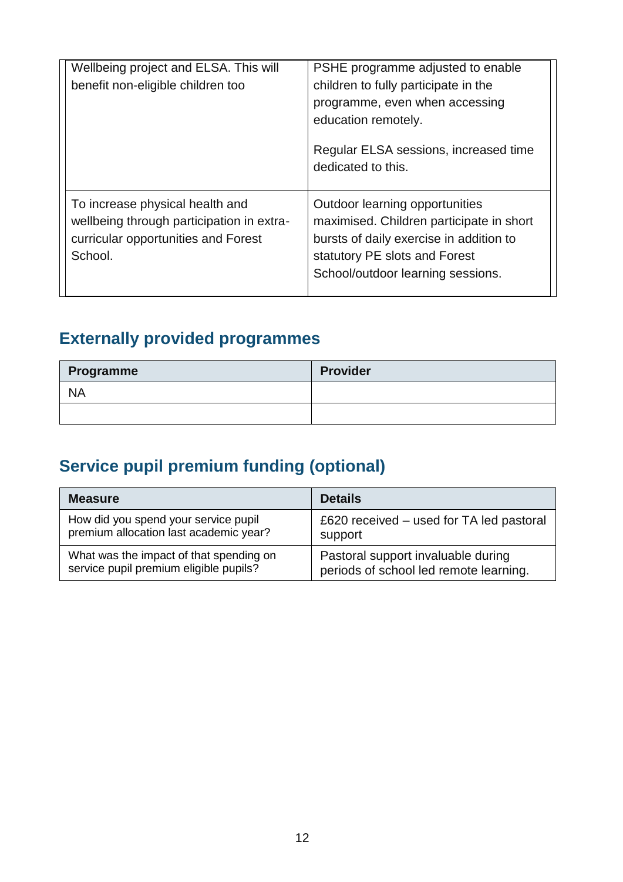| | |
|---|---|
| Wellbeing project and ELSA. This will benefit non-eligible children too | PSHE programme adjusted to enable children to fully participate in the programme, even when accessing education remotely.<br><br>Regular ELSA sessions, increased time dedicated to this. |
| To increase physical health and wellbeing through participation in extra-curricular opportunities and Forest School. | Outdoor learning opportunities maximised. Children participate in short bursts of daily exercise in addition to statutory PE slots and Forest School/outdoor learning sessions. |

## Externally provided programmes

| Programme | Provider |
|---|---|
| NA | |
| | |

## Service pupil premium funding (optional)

| Measure | Details |
|---|---|
| How did you spend your service pupil premium allocation last academic year? | £620 received – used for TA led pastoral support |
| What was the impact of that spending on service pupil premium eligible pupils? | Pastoral support invaluable during periods of school led remote learning. |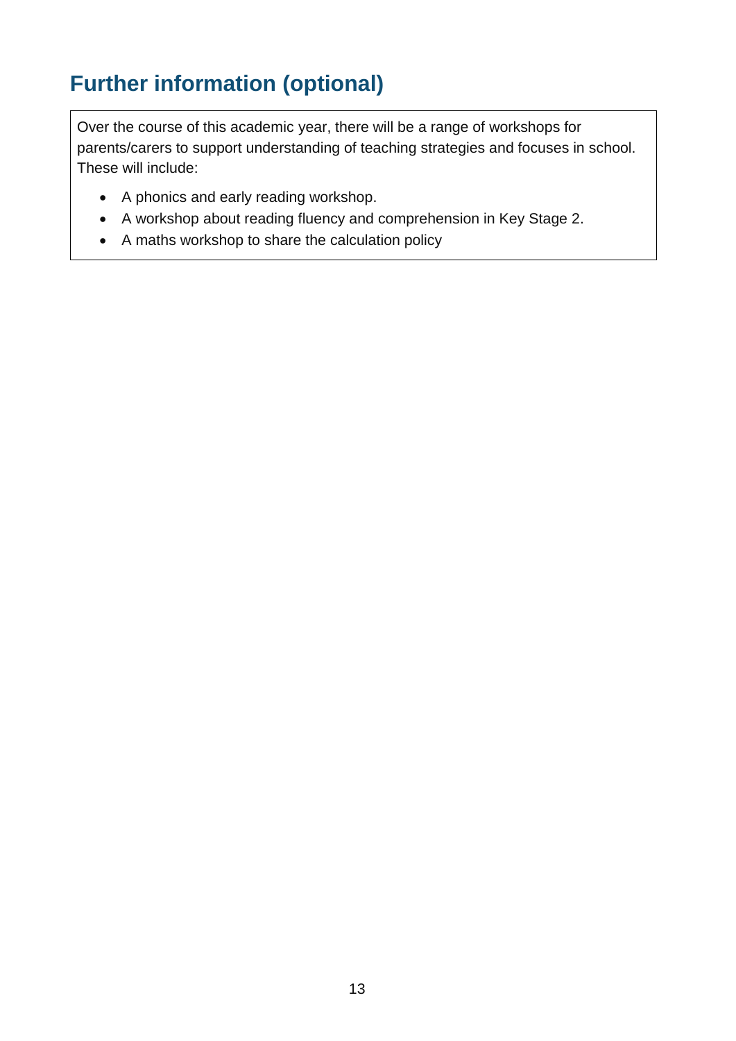## Further information (optional)

Over the course of this academic year, there will be a range of workshops for parents/carers to support understanding of teaching strategies and focuses in school. These will include:

- A phonics and early reading workshop.
- A workshop about reading fluency and comprehension in Key Stage 2.
- A maths workshop to share the calculation policy